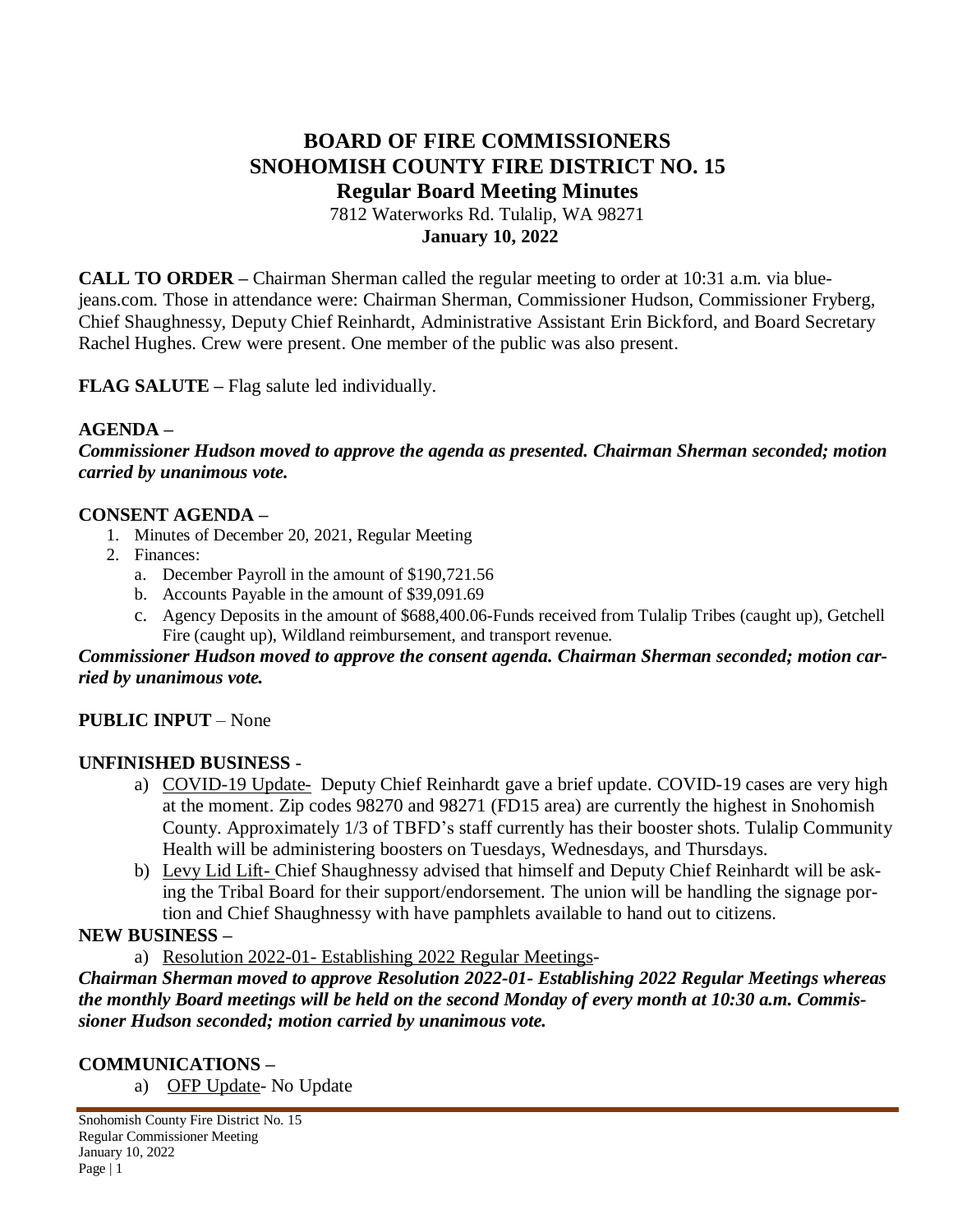# BOARD OF FIRE COMMISSIONERS
# SNOHOMISH COUNTY FIRE DISTRICT NO. 15
## Regular Board Meeting Minutes

7812 Waterworks Rd. Tulalip, WA 98271

**January 10, 2022**

**CALL TO ORDER –** Chairman Sherman called the regular meeting to order at 10:31 a.m. via bluejeans.com. Those in attendance were: Chairman Sherman, Commissioner Hudson, Commissioner Fryberg, Chief Shaughnessy, Deputy Chief Reinhardt, Administrative Assistant Erin Bickford, and Board Secretary Rachel Hughes. Crew were present. One member of the public was also present.

**FLAG SALUTE –** Flag salute led individually.

**AGENDA –**

***Commissioner Hudson moved to approve the agenda as presented. Chairman Sherman seconded; motion carried by unanimous vote.***

**CONSENT AGENDA –**

1. Minutes of December 20, 2021, Regular Meeting
2. Finances:
   a. December Payroll in the amount of $190,721.56
   b. Accounts Payable in the amount of $39,091.69
   c. Agency Deposits in the amount of $688,400.06-Funds received from Tulalip Tribes (caught up), Getchell Fire (caught up), Wildland reimbursement, and transport revenue.

***Commissioner Hudson moved to approve the consent agenda. Chairman Sherman seconded; motion carried by unanimous vote.***

**PUBLIC INPUT** – None

**UNFINISHED BUSINESS** -

a) COVID-19 Update- Deputy Chief Reinhardt gave a brief update. COVID-19 cases are very high at the moment. Zip codes 98270 and 98271 (FD15 area) are currently the highest in Snohomish County. Approximately 1/3 of TBFD's staff currently has their booster shots. Tulalip Community Health will be administering boosters on Tuesdays, Wednesdays, and Thursdays.

b) Levy Lid Lift- Chief Shaughnessy advised that himself and Deputy Chief Reinhardt will be asking the Tribal Board for their support/endorsement. The union will be handling the signage portion and Chief Shaughnessy with have pamphlets available to hand out to citizens.

**NEW BUSINESS –**

a) Resolution 2022-01- Establishing 2022 Regular Meetings-

***Chairman Sherman moved to approve Resolution 2022-01- Establishing 2022 Regular Meetings whereas the monthly Board meetings will be held on the second Monday of every month at 10:30 a.m. Commissioner Hudson seconded; motion carried by unanimous vote.***

**COMMUNICATIONS –**

a) OFP Update- No Update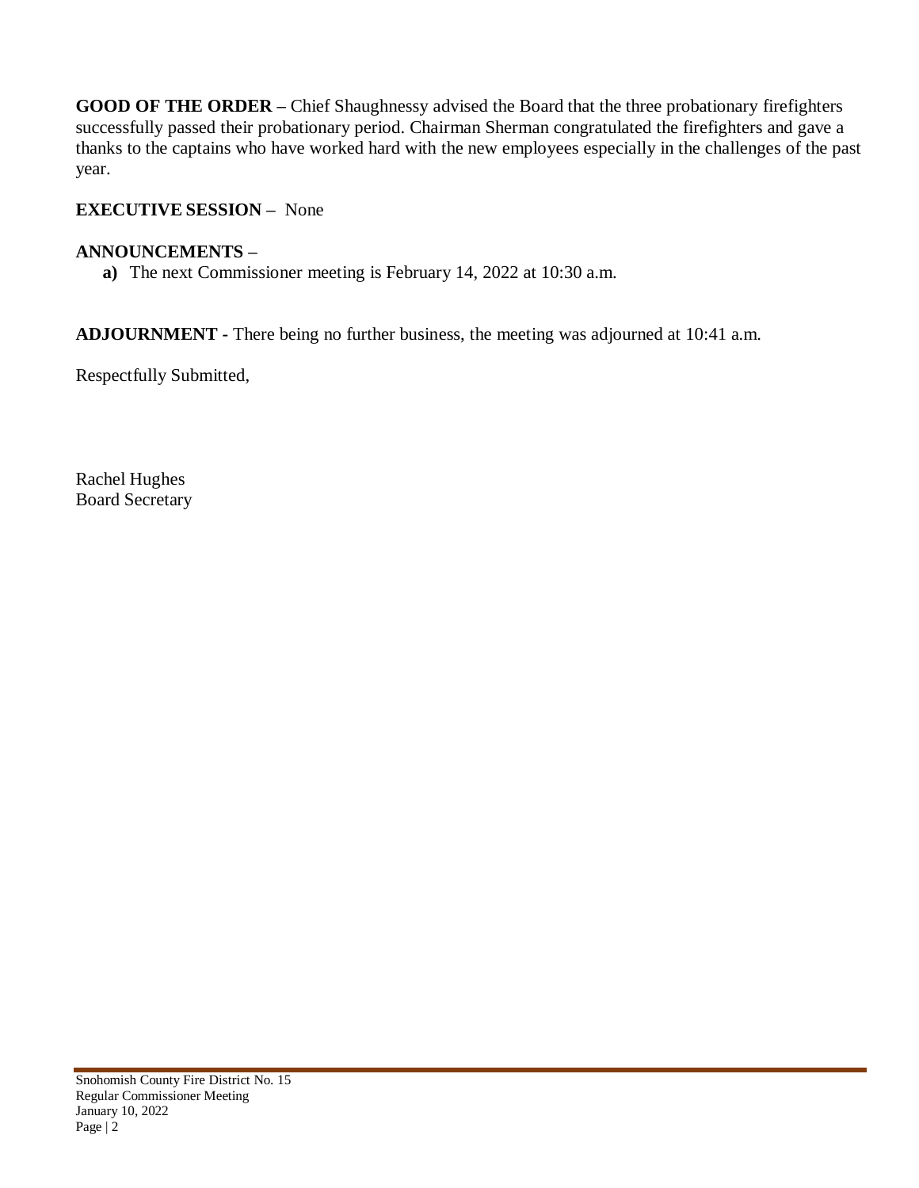**GOOD OF THE ORDER –** Chief Shaughnessy advised the Board that the three probationary firefighters successfully passed their probationary period. Chairman Sherman congratulated the firefighters and gave a thanks to the captains who have worked hard with the new employees especially in the challenges of the past year.

**EXECUTIVE SESSION –** None

**ANNOUNCEMENTS –**

**a)** The next Commissioner meeting is February 14, 2022 at 10:30 a.m.

**ADJOURNMENT -** There being no further business, the meeting was adjourned at 10:41 a.m.

Respectfully Submitted,

Rachel Hughes
Board Secretary